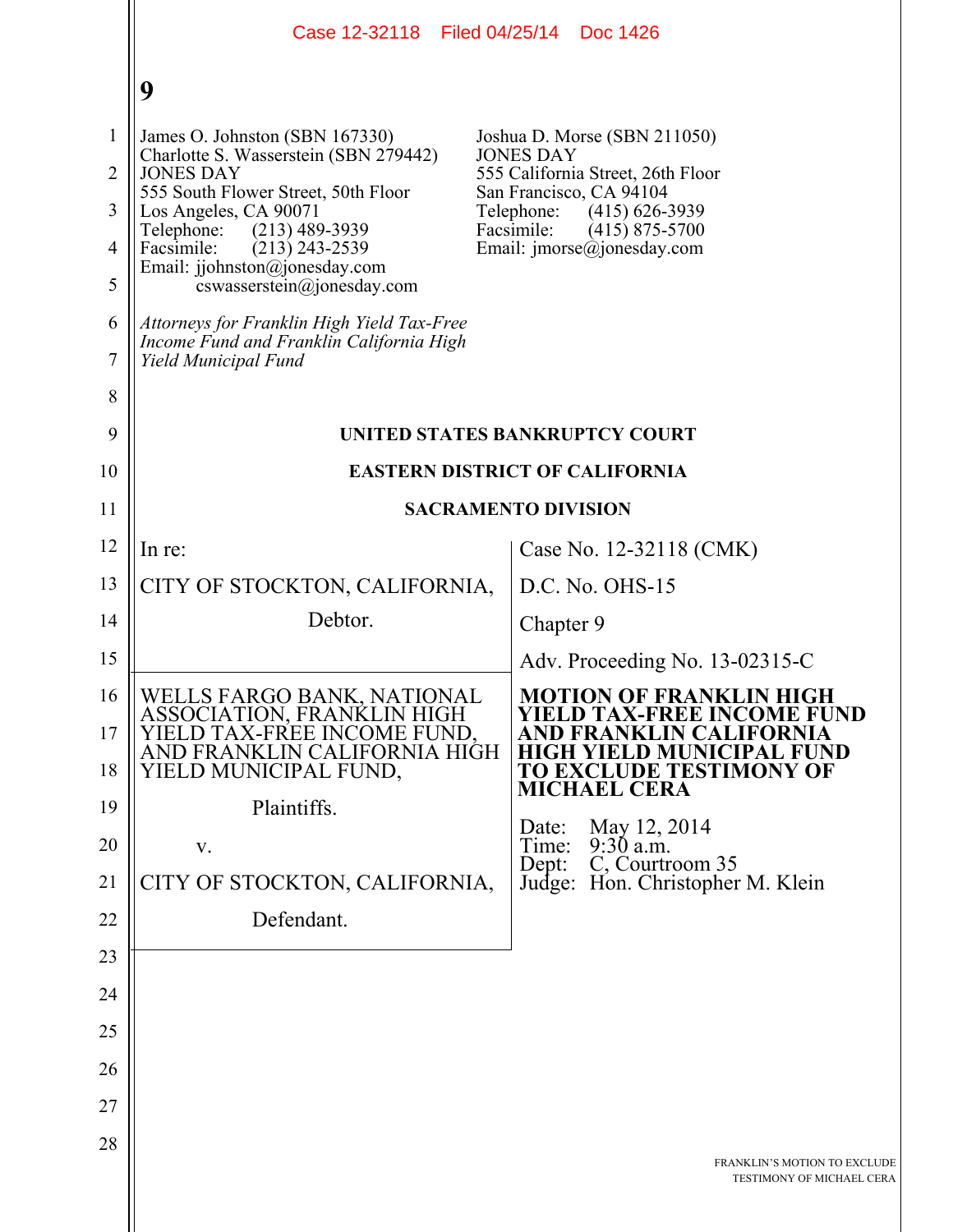James O. Johnston (SBN 167330)
Charlotte S. Wasserstein (SBN 279442)
JONES DAY
555 South Flower Street, 50th Floor
Los Angeles, CA 90071
Telephone: (213) 489-3939
Facsimile: (213) 243-2539
Email: jjohnston@jonesday.com
cswasserstein@jonesday.com

Joshua D. Morse (SBN 211050)
JONES DAY
555 California Street, 26th Floor
San Francisco, CA 94104
Telephone: (415) 626-3939
Facsimile: (415) 875-5700
Email: jmorse@jonesday.com

*Attorneys for Franklin High Yield Tax-Free Income Fund and Franklin California High Yield Municipal Fund*

**UNITED STATES BANKRUPTCY COURT**

**EASTERN DISTRICT OF CALIFORNIA**

**SACRAMENTO DIVISION**

| | |
|---|---|
| In re:<br><br>CITY OF STOCKTON, CALIFORNIA,<br><br>Debtor. | Case No. 12-32118 (CMK)<br><br>D.C. No. OHS-15<br><br>Chapter 9 |
| | Adv. Proceeding No. 13-02315-C |
| WELLS FARGO BANK, NATIONAL ASSOCIATION, FRANKLIN HIGH YIELD TAX-FREE INCOME FUND, AND FRANKLIN CALIFORNIA HIGH YIELD MUNICIPAL FUND,<br><br>Plaintiffs.<br><br>v.<br><br>CITY OF STOCKTON, CALIFORNIA,<br><br>Defendant. | **MOTION OF FRANKLIN HIGH YIELD TAX-FREE INCOME FUND AND FRANKLIN CALIFORNIA HIGH YIELD MUNICIPAL FUND TO EXCLUDE TESTIMONY OF MICHAEL CERA**<br><br>Date: May 12, 2014<br>Time: 9:30 a.m.<br>Dept: C, Courtroom 35<br>Judge: Hon. Christopher M. Klein |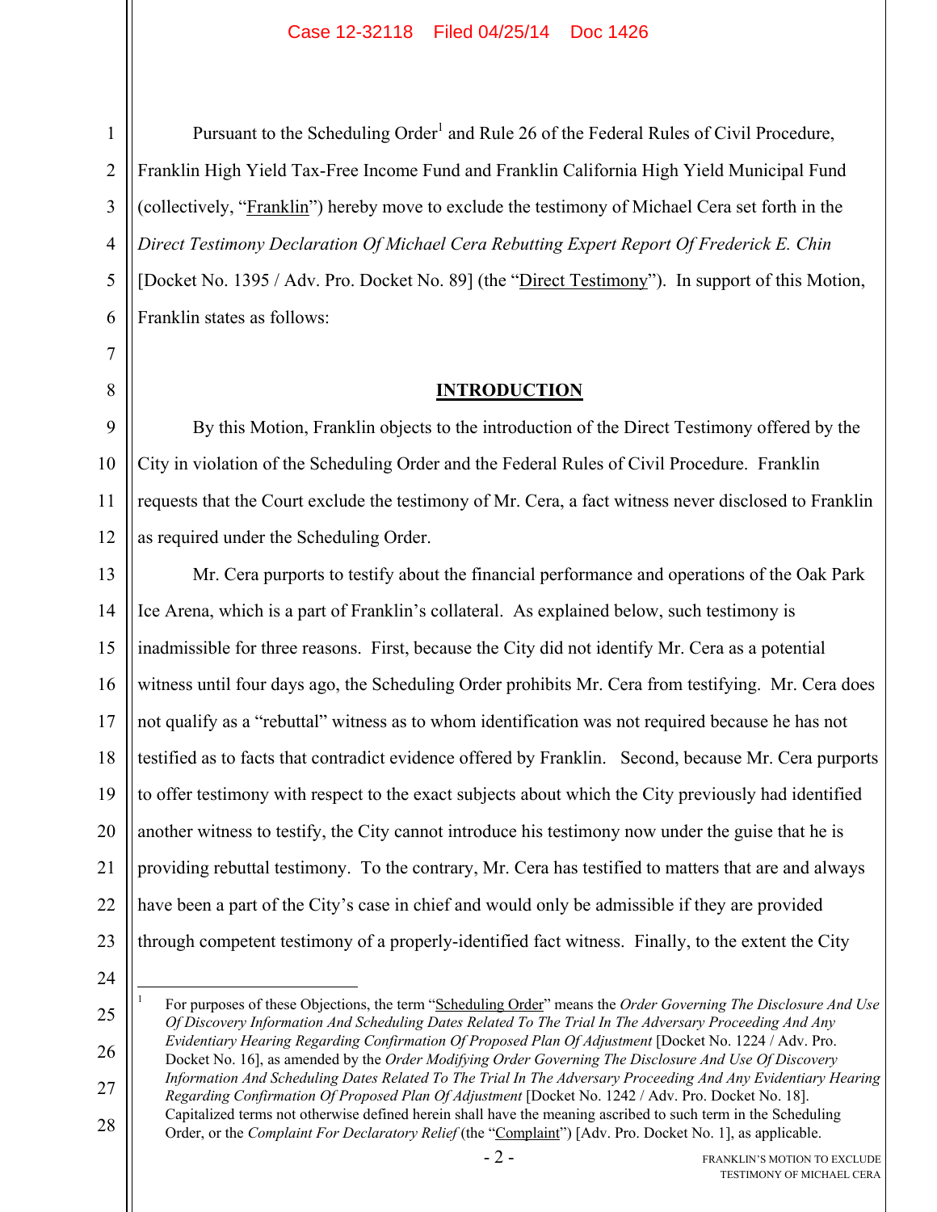Pursuant to the Scheduling Order[1] and Rule 26 of the Federal Rules of Civil Procedure, Franklin High Yield Tax-Free Income Fund and Franklin California High Yield Municipal Fund (collectively, "Franklin") hereby move to exclude the testimony of Michael Cera set forth in the *Direct Testimony Declaration Of Michael Cera Rebutting Expert Report Of Frederick E. Chin* [Docket No. 1395 / Adv. Pro. Docket No. 89] (the "Direct Testimony"). In support of this Motion, Franklin states as follows:

## INTRODUCTION

By this Motion, Franklin objects to the introduction of the Direct Testimony offered by the City in violation of the Scheduling Order and the Federal Rules of Civil Procedure. Franklin requests that the Court exclude the testimony of Mr. Cera, a fact witness never disclosed to Franklin as required under the Scheduling Order.

Mr. Cera purports to testify about the financial performance and operations of the Oak Park Ice Arena, which is a part of Franklin's collateral. As explained below, such testimony is inadmissible for three reasons. First, because the City did not identify Mr. Cera as a potential witness until four days ago, the Scheduling Order prohibits Mr. Cera from testifying. Mr. Cera does not qualify as a "rebuttal" witness as to whom identification was not required because he has not testified as to facts that contradict evidence offered by Franklin. Second, because Mr. Cera purports to offer testimony with respect to the exact subjects about which the City previously had identified another witness to testify, the City cannot introduce his testimony now under the guise that he is providing rebuttal testimony. To the contrary, Mr. Cera has testified to matters that are and always have been a part of the City's case in chief and would only be admissible if they are provided through competent testimony of a properly-identified fact witness. Finally, to the extent the City

---

[1] For purposes of these Objections, the term "Scheduling Order" means the *Order Governing The Disclosure And Use Of Discovery Information And Scheduling Dates Related To The Trial In The Adversary Proceeding And Any Evidentiary Hearing Regarding Confirmation Of Proposed Plan Of Adjustment* [Docket No. 1224 / Adv. Pro. Docket No. 16], as amended by the *Order Modifying Order Governing The Disclosure And Use Of Discovery Information And Scheduling Dates Related To The Trial In The Adversary Proceeding And Any Evidentiary Hearing Regarding Confirmation Of Proposed Plan Of Adjustment* [Docket No. 1242 / Adv. Pro. Docket No. 18]. Capitalized terms not otherwise defined herein shall have the meaning ascribed to such term in the Scheduling Order, or the *Complaint For Declaratory Relief* (the "Complaint") [Adv. Pro. Docket No. 1], as applicable.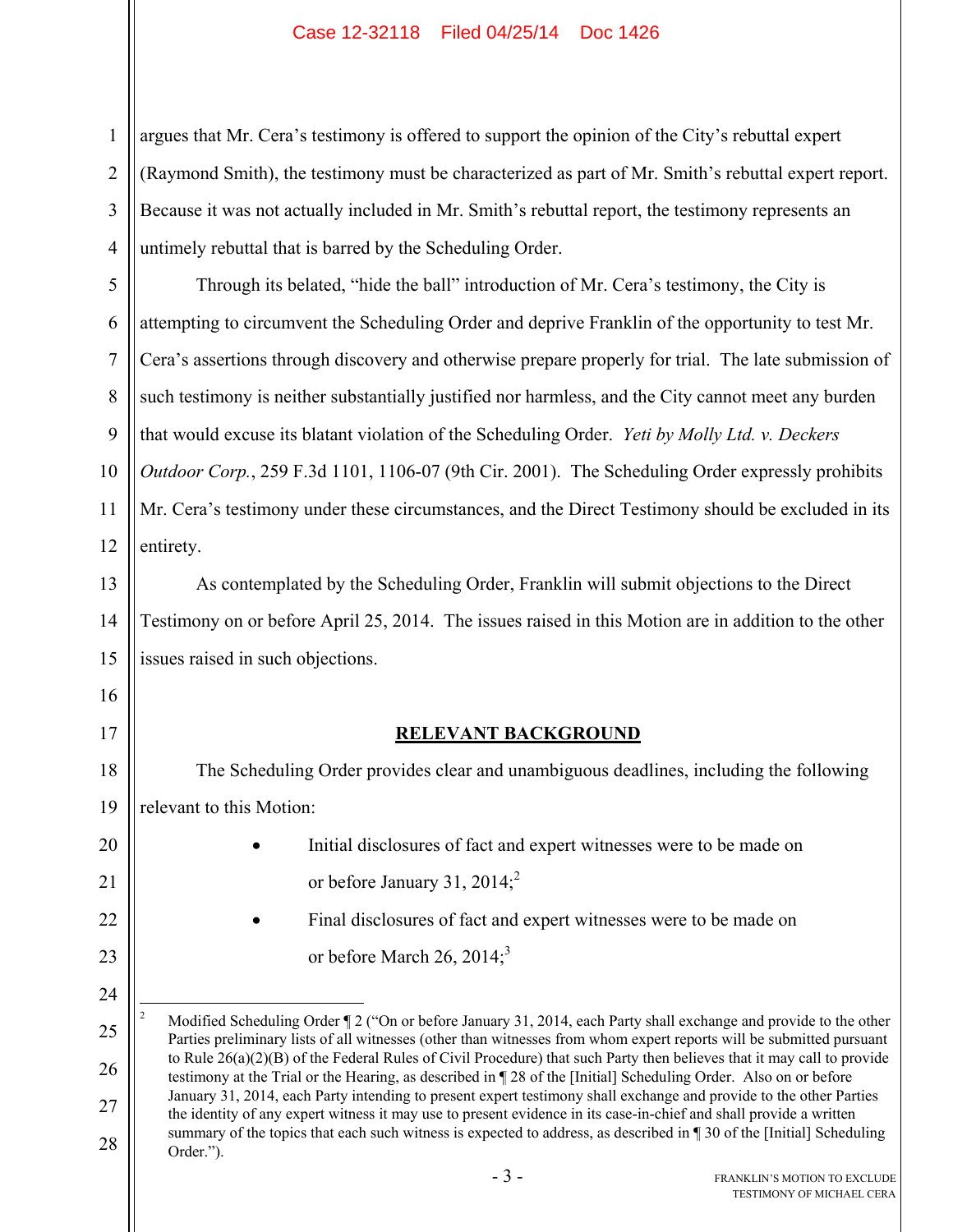argues that Mr. Cera's testimony is offered to support the opinion of the City's rebuttal expert (Raymond Smith), the testimony must be characterized as part of Mr. Smith's rebuttal expert report. Because it was not actually included in Mr. Smith's rebuttal report, the testimony represents an untimely rebuttal that is barred by the Scheduling Order.

Through its belated, "hide the ball" introduction of Mr. Cera's testimony, the City is attempting to circumvent the Scheduling Order and deprive Franklin of the opportunity to test Mr. Cera's assertions through discovery and otherwise prepare properly for trial. The late submission of such testimony is neither substantially justified nor harmless, and the City cannot meet any burden that would excuse its blatant violation of the Scheduling Order. *Yeti by Molly Ltd. v. Deckers Outdoor Corp.*, 259 F.3d 1101, 1106-07 (9th Cir. 2001). The Scheduling Order expressly prohibits Mr. Cera's testimony under these circumstances, and the Direct Testimony should be excluded in its entirety.

As contemplated by the Scheduling Order, Franklin will submit objections to the Direct Testimony on or before April 25, 2014. The issues raised in this Motion are in addition to the other issues raised in such objections.

## RELEVANT BACKGROUND

The Scheduling Order provides clear and unambiguous deadlines, including the following relevant to this Motion:

- Initial disclosures of fact and expert witnesses were to be made on or before January 31, 2014;[2]
- Final disclosures of fact and expert witnesses were to be made on or before March 26, 2014;[3]

---

[2] Modified Scheduling Order ¶ 2 ("On or before January 31, 2014, each Party shall exchange and provide to the other Parties preliminary lists of all witnesses (other than witnesses from whom expert reports will be submitted pursuant to Rule 26(a)(2)(B) of the Federal Rules of Civil Procedure) that such Party then believes that it may call to provide testimony at the Trial or the Hearing, as described in ¶ 28 of the [Initial] Scheduling Order. Also on or before January 31, 2014, each Party intending to present expert testimony shall exchange and provide to the other Parties the identity of any expert witness it may use to present evidence in its case-in-chief and shall provide a written summary of the topics that each such witness is expected to address, as described in ¶ 30 of the [Initial] Scheduling Order.").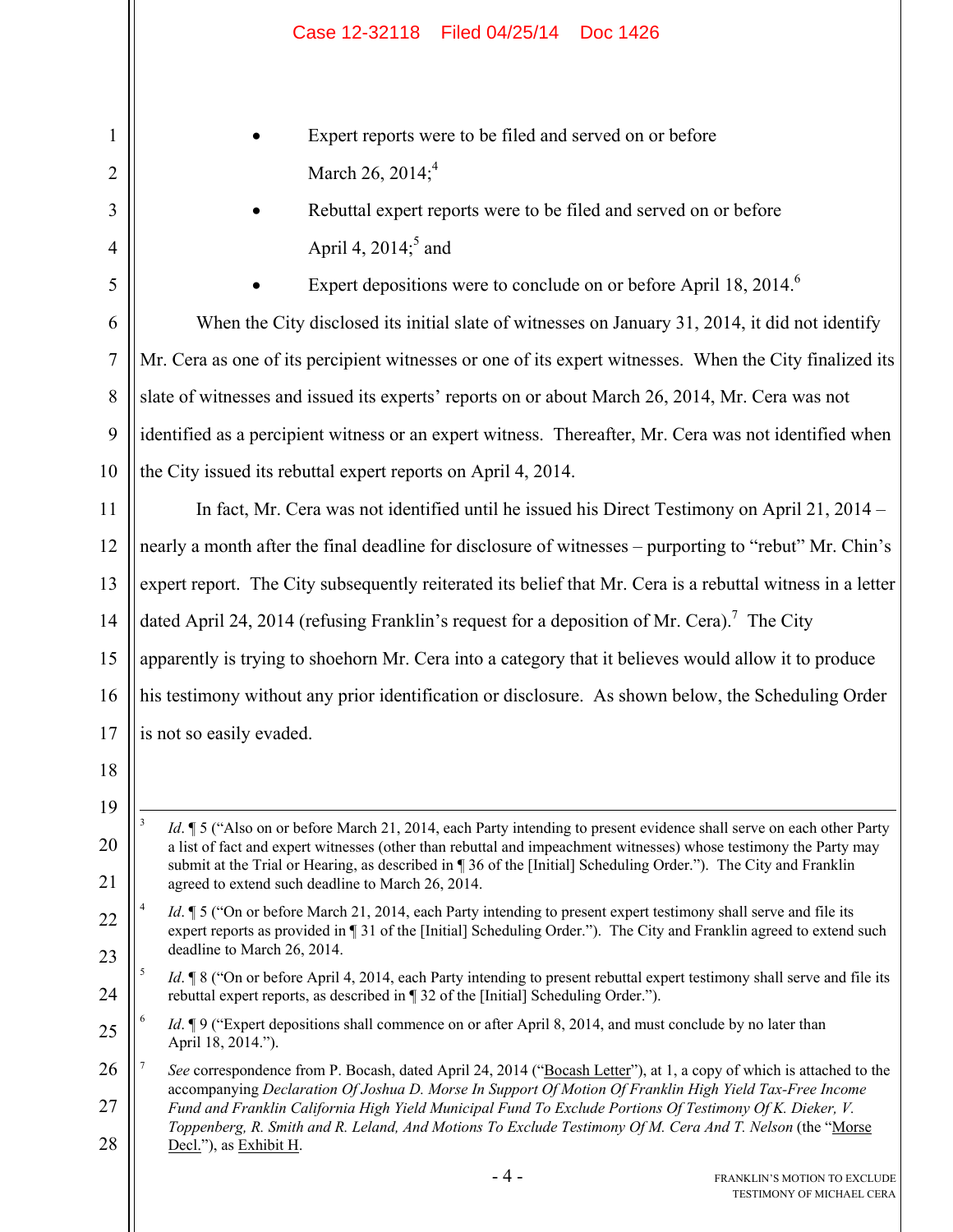- Expert reports were to be filed and served on or before March 26, 2014;[4]
- Rebuttal expert reports were to be filed and served on or before April 4, 2014;[5] and
- Expert depositions were to conclude on or before April 18, 2014.[6]

When the City disclosed its initial slate of witnesses on January 31, 2014, it did not identify Mr. Cera as one of its percipient witnesses or one of its expert witnesses. When the City finalized its slate of witnesses and issued its experts' reports on or about March 26, 2014, Mr. Cera was not identified as a percipient witness or an expert witness. Thereafter, Mr. Cera was not identified when the City issued its rebuttal expert reports on April 4, 2014.

In fact, Mr. Cera was not identified until he issued his Direct Testimony on April 21, 2014 – nearly a month after the final deadline for disclosure of witnesses – purporting to "rebut" Mr. Chin's expert report. The City subsequently reiterated its belief that Mr. Cera is a rebuttal witness in a letter dated April 24, 2014 (refusing Franklin's request for a deposition of Mr. Cera).[7] The City apparently is trying to shoehorn Mr. Cera into a category that it believes would allow it to produce his testimony without any prior identification or disclosure. As shown below, the Scheduling Order is not so easily evaded.

---

[3] *Id*. ¶ 5 ("Also on or before March 21, 2014, each Party intending to present evidence shall serve on each other Party a list of fact and expert witnesses (other than rebuttal and impeachment witnesses) whose testimony the Party may submit at the Trial or Hearing, as described in ¶ 36 of the [Initial] Scheduling Order."). The City and Franklin agreed to extend such deadline to March 26, 2014.

[4] *Id*. ¶ 5 ("On or before March 21, 2014, each Party intending to present expert testimony shall serve and file its expert reports as provided in ¶ 31 of the [Initial] Scheduling Order."). The City and Franklin agreed to extend such deadline to March 26, 2014.

[5] *Id*. ¶ 8 ("On or before April 4, 2014, each Party intending to present rebuttal expert testimony shall serve and file its rebuttal expert reports, as described in ¶ 32 of the [Initial] Scheduling Order.").

[6] *Id*. ¶ 9 ("Expert depositions shall commence on or after April 8, 2014, and must conclude by no later than April 18, 2014.").

[7] *See* correspondence from P. Bocash, dated April 24, 2014 ("Bocash Letter"), at 1, a copy of which is attached to the accompanying *Declaration Of Joshua D. Morse In Support Of Motion Of Franklin High Yield Tax-Free Income Fund and Franklin California High Yield Municipal Fund To Exclude Portions Of Testimony Of K. Dieker, V. Toppenberg, R. Smith and R. Leland, And Motions To Exclude Testimony Of M. Cera And T. Nelson* (the "Morse Decl."), as Exhibit H.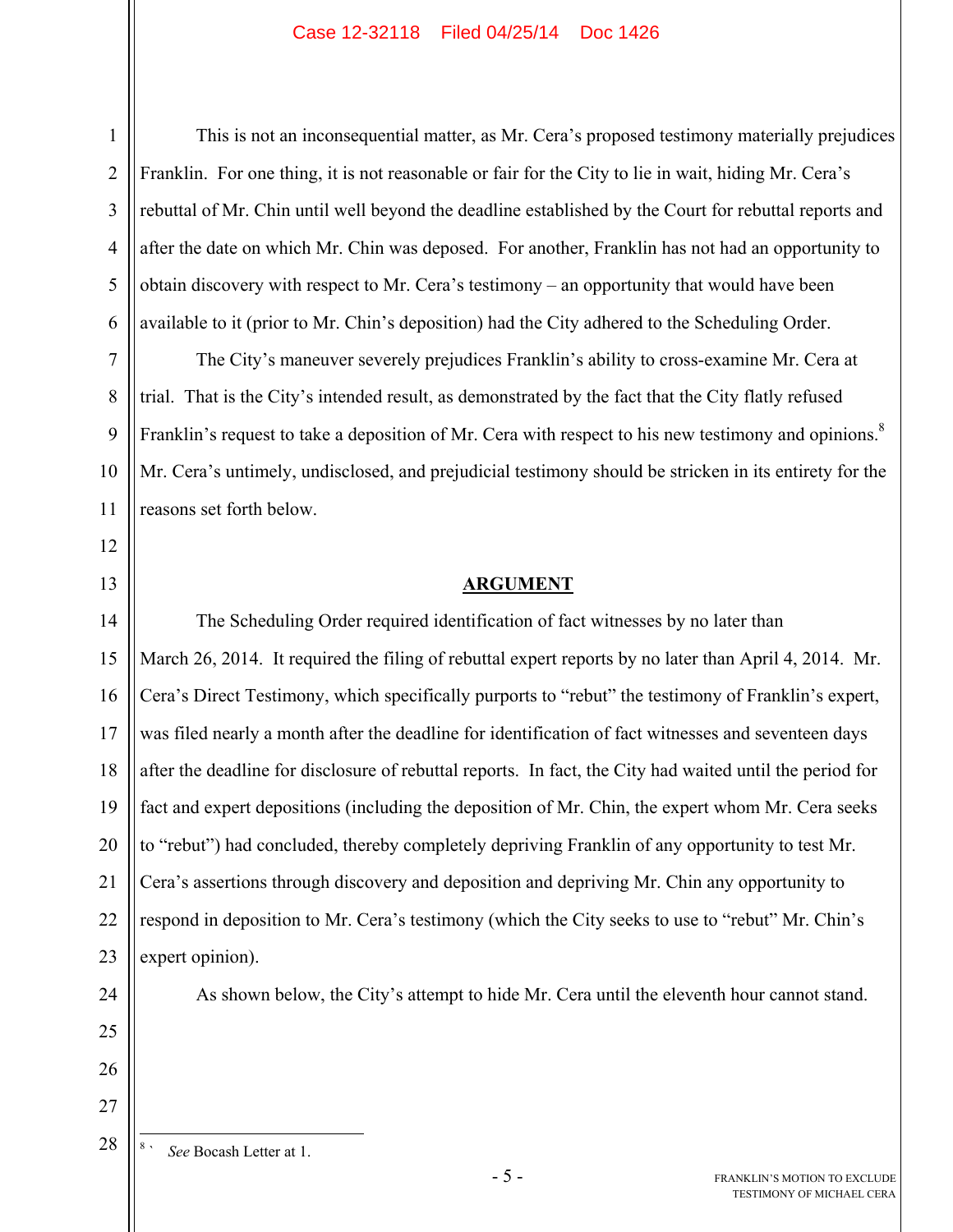This is not an inconsequential matter, as Mr. Cera's proposed testimony materially prejudices Franklin. For one thing, it is not reasonable or fair for the City to lie in wait, hiding Mr. Cera's rebuttal of Mr. Chin until well beyond the deadline established by the Court for rebuttal reports and after the date on which Mr. Chin was deposed. For another, Franklin has not had an opportunity to obtain discovery with respect to Mr. Cera's testimony – an opportunity that would have been available to it (prior to Mr. Chin's deposition) had the City adhered to the Scheduling Order.

The City's maneuver severely prejudices Franklin's ability to cross-examine Mr. Cera at trial. That is the City's intended result, as demonstrated by the fact that the City flatly refused Franklin's request to take a deposition of Mr. Cera with respect to his new testimony and opinions.[8] Mr. Cera's untimely, undisclosed, and prejudicial testimony should be stricken in its entirety for the reasons set forth below.

## ARGUMENT

The Scheduling Order required identification of fact witnesses by no later than March 26, 2014. It required the filing of rebuttal expert reports by no later than April 4, 2014. Mr. Cera's Direct Testimony, which specifically purports to "rebut" the testimony of Franklin's expert, was filed nearly a month after the deadline for identification of fact witnesses and seventeen days after the deadline for disclosure of rebuttal reports. In fact, the City had waited until the period for fact and expert depositions (including the deposition of Mr. Chin, the expert whom Mr. Cera seeks to "rebut") had concluded, thereby completely depriving Franklin of any opportunity to test Mr. Cera's assertions through discovery and deposition and depriving Mr. Chin any opportunity to respond in deposition to Mr. Cera's testimony (which the City seeks to use to "rebut" Mr. Chin's expert opinion).

As shown below, the City's attempt to hide Mr. Cera until the eleventh hour cannot stand.

---

[8] *See* Bocash Letter at 1.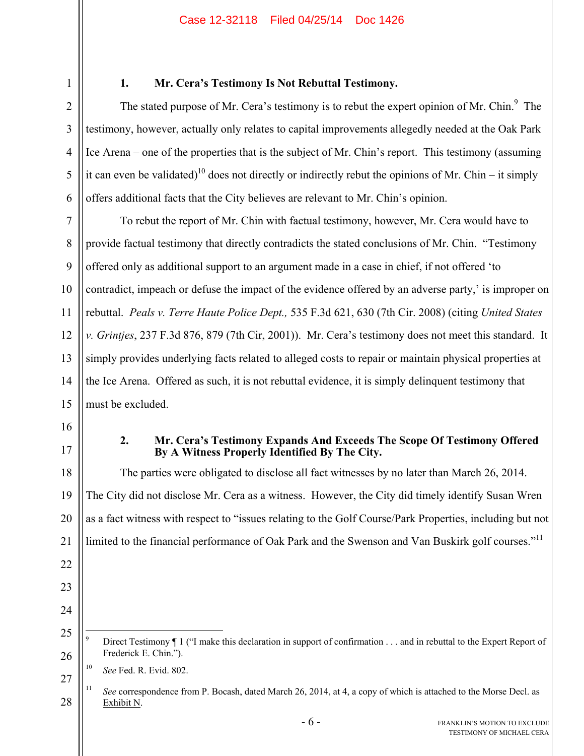### 1. Mr. Cera's Testimony Is Not Rebuttal Testimony.

The stated purpose of Mr. Cera's testimony is to rebut the expert opinion of Mr. Chin.[9] The testimony, however, actually only relates to capital improvements allegedly needed at the Oak Park Ice Arena – one of the properties that is the subject of Mr. Chin's report. This testimony (assuming it can even be validated)[10] does not directly or indirectly rebut the opinions of Mr. Chin – it simply offers additional facts that the City believes are relevant to Mr. Chin's opinion.

To rebut the report of Mr. Chin with factual testimony, however, Mr. Cera would have to provide factual testimony that directly contradicts the stated conclusions of Mr. Chin. "Testimony offered only as additional support to an argument made in a case in chief, if not offered 'to contradict, impeach or defuse the impact of the evidence offered by an adverse party,' is improper on rebuttal. *Peals v. Terre Haute Police Dept.,* 535 F.3d 621, 630 (7th Cir. 2008) (citing *United States v. Grintjes*, 237 F.3d 876, 879 (7th Cir, 2001)). Mr. Cera's testimony does not meet this standard. It simply provides underlying facts related to alleged costs to repair or maintain physical properties at the Ice Arena. Offered as such, it is not rebuttal evidence, it is simply delinquent testimony that must be excluded.

### 2. Mr. Cera's Testimony Expands And Exceeds The Scope Of Testimony Offered By A Witness Properly Identified By The City.

The parties were obligated to disclose all fact witnesses by no later than March 26, 2014. The City did not disclose Mr. Cera as a witness. However, the City did timely identify Susan Wren as a fact witness with respect to "issues relating to the Golf Course/Park Properties, including but not limited to the financial performance of Oak Park and the Swenson and Van Buskirk golf courses."[11]

---

[9] Direct Testimony ¶ 1 ("I make this declaration in support of confirmation . . . and in rebuttal to the Expert Report of Frederick E. Chin.").

[10] *See* Fed. R. Evid. 802.

[11] *See* correspondence from P. Bocash, dated March 26, 2014, at 4, a copy of which is attached to the Morse Decl. as Exhibit N.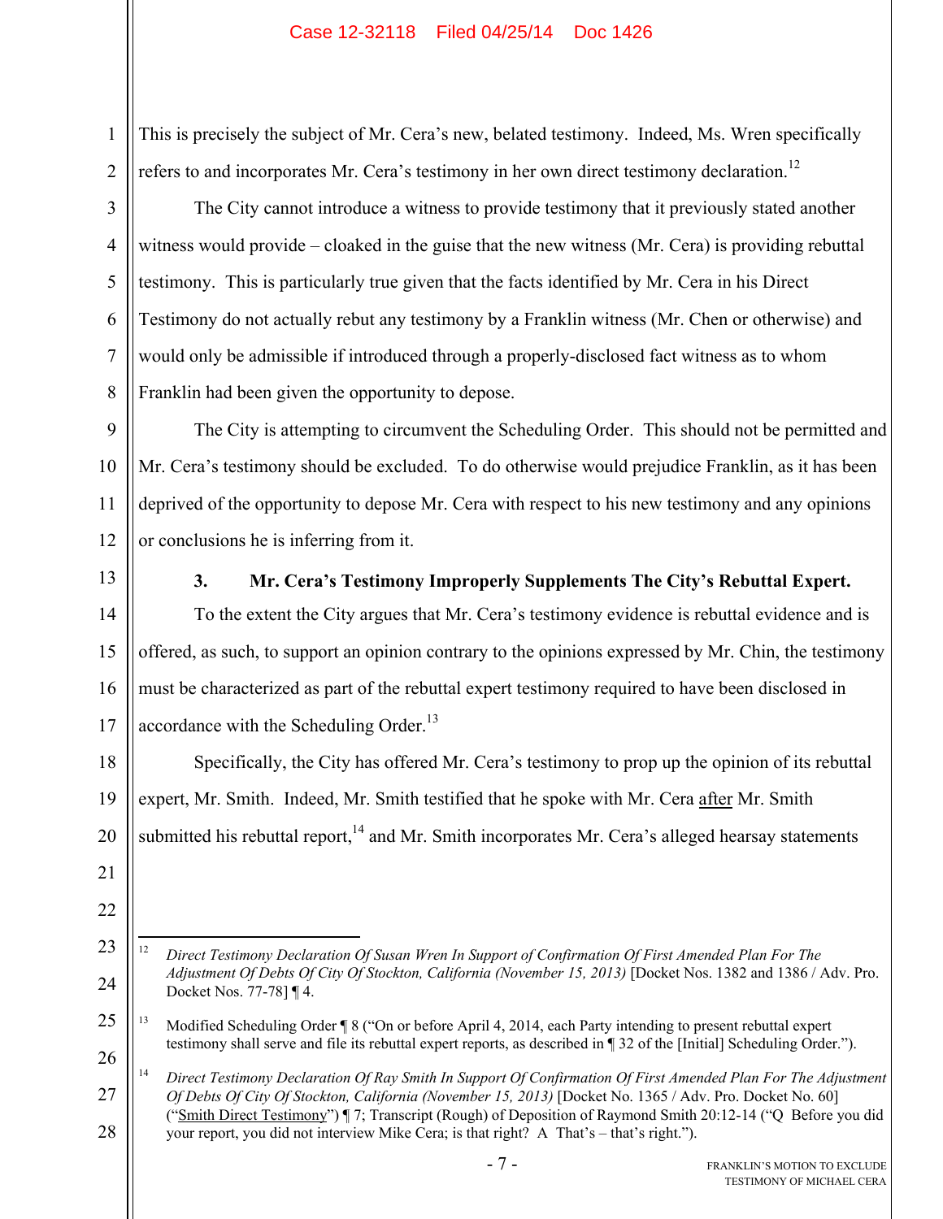This is precisely the subject of Mr. Cera's new, belated testimony. Indeed, Ms. Wren specifically refers to and incorporates Mr. Cera's testimony in her own direct testimony declaration.[12]

The City cannot introduce a witness to provide testimony that it previously stated another witness would provide – cloaked in the guise that the new witness (Mr. Cera) is providing rebuttal testimony. This is particularly true given that the facts identified by Mr. Cera in his Direct Testimony do not actually rebut any testimony by a Franklin witness (Mr. Chen or otherwise) and would only be admissible if introduced through a properly-disclosed fact witness as to whom Franklin had been given the opportunity to depose.

The City is attempting to circumvent the Scheduling Order. This should not be permitted and Mr. Cera's testimony should be excluded. To do otherwise would prejudice Franklin, as it has been deprived of the opportunity to depose Mr. Cera with respect to his new testimony and any opinions or conclusions he is inferring from it.

### 3. Mr. Cera's Testimony Improperly Supplements The City's Rebuttal Expert.

To the extent the City argues that Mr. Cera's testimony evidence is rebuttal evidence and is offered, as such, to support an opinion contrary to the opinions expressed by Mr. Chin, the testimony must be characterized as part of the rebuttal expert testimony required to have been disclosed in accordance with the Scheduling Order.[13]

Specifically, the City has offered Mr. Cera's testimony to prop up the opinion of its rebuttal expert, Mr. Smith. Indeed, Mr. Smith testified that he spoke with Mr. Cera <u>after</u> Mr. Smith submitted his rebuttal report,[14] and Mr. Smith incorporates Mr. Cera's alleged hearsay statements

---

[12] *Direct Testimony Declaration Of Susan Wren In Support of Confirmation Of First Amended Plan For The Adjustment Of Debts Of City Of Stockton, California (November 15, 2013)* [Docket Nos. 1382 and 1386 / Adv. Pro. Docket Nos. 77-78] ¶ 4.

[13] Modified Scheduling Order ¶ 8 ("On or before April 4, 2014, each Party intending to present rebuttal expert testimony shall serve and file its rebuttal expert reports, as described in ¶ 32 of the [Initial] Scheduling Order.").

[14] *Direct Testimony Declaration Of Ray Smith In Support Of Confirmation Of First Amended Plan For The Adjustment Of Debts Of City Of Stockton, California (November 15, 2013)* [Docket No. 1365 / Adv. Pro. Docket No. 60] ("<u>Smith Direct Testimony</u>") ¶ 7; Transcript (Rough) of Deposition of Raymond Smith 20:12-14 ("Q Before you did your report, you did not interview Mike Cera; is that right? A That's – that's right.").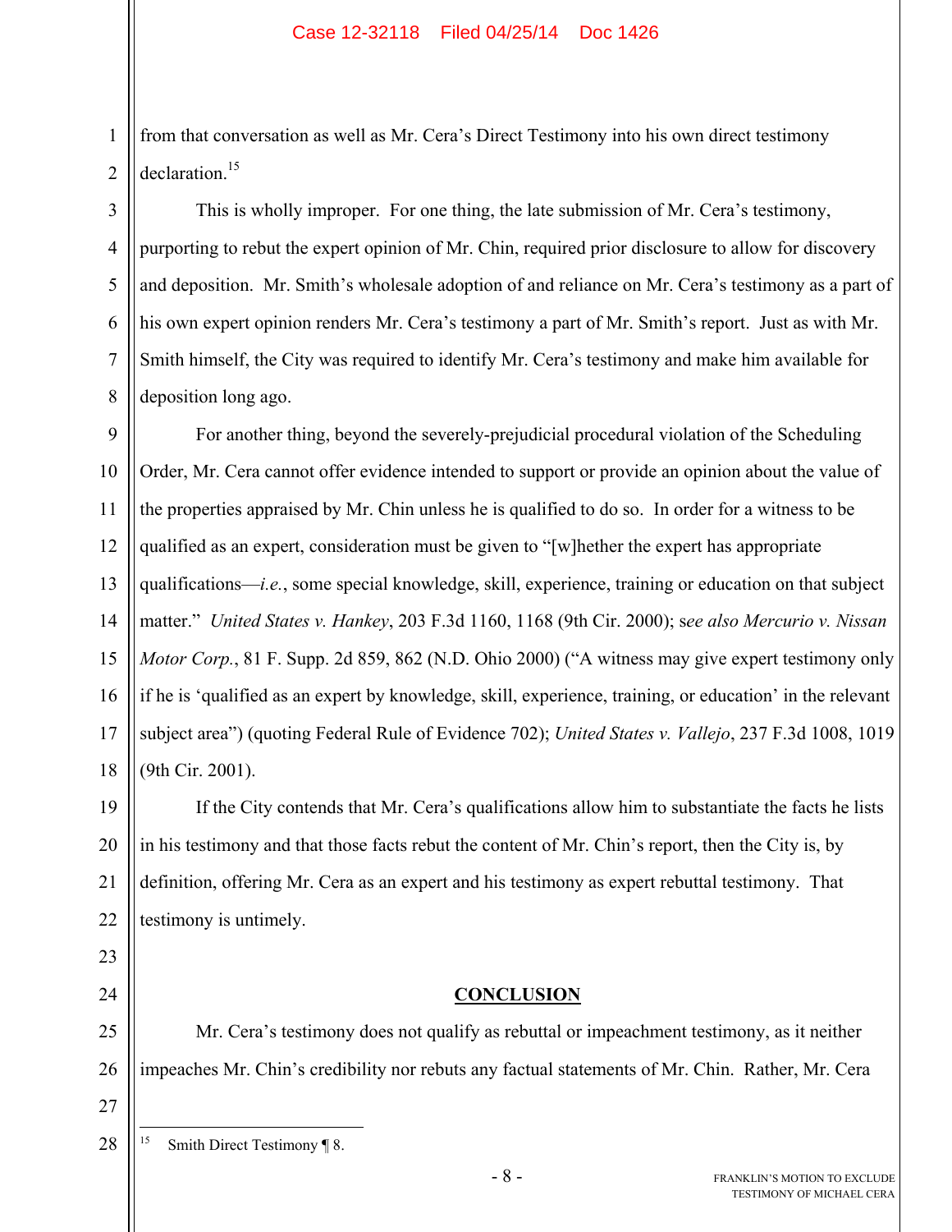from that conversation as well as Mr. Cera's Direct Testimony into his own direct testimony declaration.[15]

This is wholly improper. For one thing, the late submission of Mr. Cera's testimony, purporting to rebut the expert opinion of Mr. Chin, required prior disclosure to allow for discovery and deposition. Mr. Smith's wholesale adoption of and reliance on Mr. Cera's testimony as a part of his own expert opinion renders Mr. Cera's testimony a part of Mr. Smith's report. Just as with Mr. Smith himself, the City was required to identify Mr. Cera's testimony and make him available for deposition long ago.

For another thing, beyond the severely-prejudicial procedural violation of the Scheduling Order, Mr. Cera cannot offer evidence intended to support or provide an opinion about the value of the properties appraised by Mr. Chin unless he is qualified to do so. In order for a witness to be qualified as an expert, consideration must be given to "[w]hether the expert has appropriate qualifications—*i.e.*, some special knowledge, skill, experience, training or education on that subject matter." *United States v. Hankey*, 203 F.3d 1160, 1168 (9th Cir. 2000); s*ee also Mercurio v. Nissan Motor Corp.*, 81 F. Supp. 2d 859, 862 (N.D. Ohio 2000) ("A witness may give expert testimony only if he is 'qualified as an expert by knowledge, skill, experience, training, or education' in the relevant subject area") (quoting Federal Rule of Evidence 702); *United States v. Vallejo*, 237 F.3d 1008, 1019 (9th Cir. 2001).

If the City contends that Mr. Cera's qualifications allow him to substantiate the facts he lists in his testimony and that those facts rebut the content of Mr. Chin's report, then the City is, by definition, offering Mr. Cera as an expert and his testimony as expert rebuttal testimony. That testimony is untimely.

## CONCLUSION

Mr. Cera's testimony does not qualify as rebuttal or impeachment testimony, as it neither impeaches Mr. Chin's credibility nor rebuts any factual statements of Mr. Chin. Rather, Mr. Cera

---

[15] Smith Direct Testimony ¶ 8.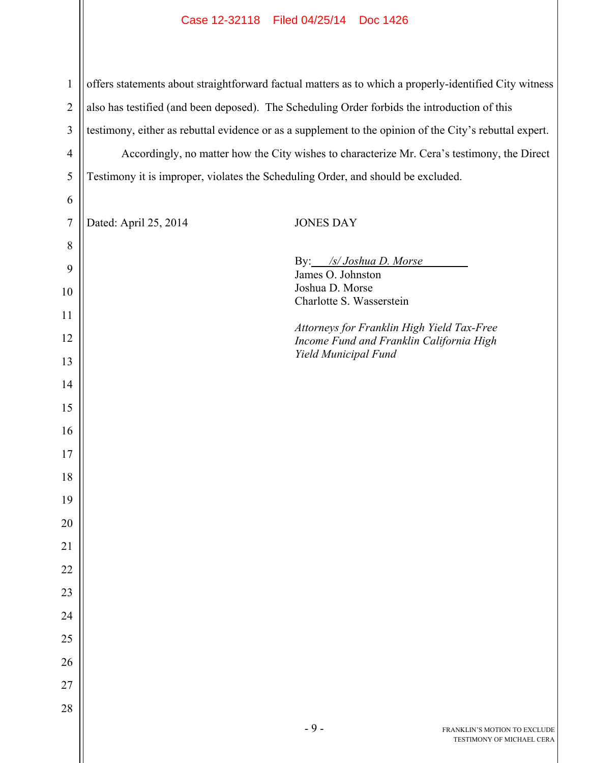offers statements about straightforward factual matters as to which a properly-identified City witness also has testified (and been deposed). The Scheduling Order forbids the introduction of this testimony, either as rebuttal evidence or as a supplement to the opinion of the City's rebuttal expert.

Accordingly, no matter how the City wishes to characterize Mr. Cera's testimony, the Direct Testimony it is improper, violates the Scheduling Order, and should be excluded.

Dated: April 25, 2014

JONES DAY

By: */s/ Joshua D. Morse*
James O. Johnston
Joshua D. Morse
Charlotte S. Wasserstein

*Attorneys for Franklin High Yield Tax-Free Income Fund and Franklin California High Yield Municipal Fund*